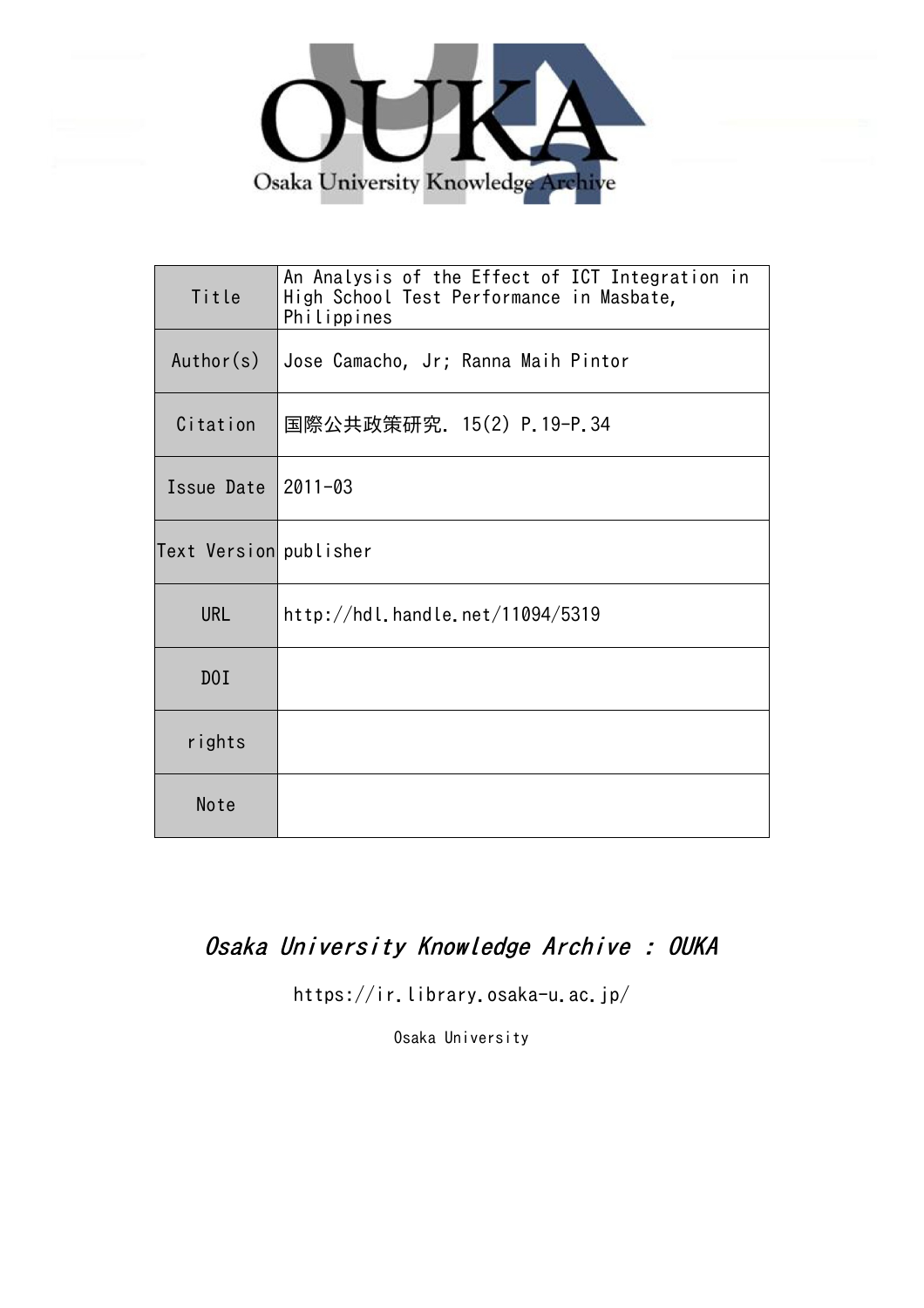| Title | An Analysis of the Effect of ICT Integration in High School Test Performance in Masbate, Philippines |
| --- | --- |
| Author(s) | Jose Camacho, Jr; Ranna Maih Pintor |
| Citation | 国際公共政策研究. 15(2) P.19-P.34 |
| Issue Date | 2011-03 |
| Text Version | publisher |
| URL | http://hdl.handle.net/11094/5319 |
| DOI | |
| rights | |
| Note | |

*Osaka University Knowledge Archive : OUKA*

https://ir.library.osaka-u.ac.jp/

Osaka University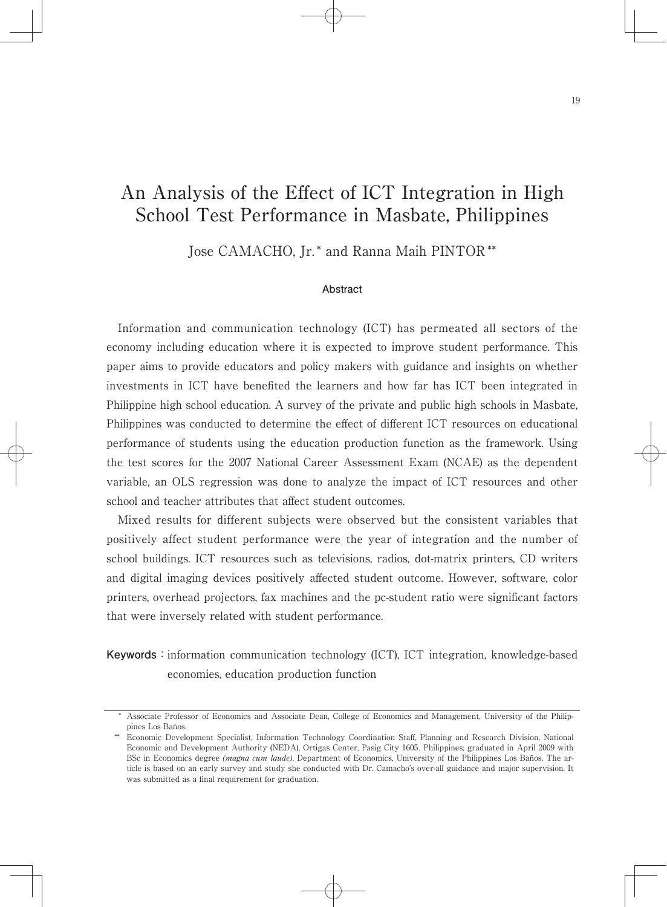# An Analysis of the Effect of ICT Integration in High School Test Performance in Masbate, Philippines

Jose CAMACHO, Jr.* and Ranna Maih PINTOR**

### Abstract

Information and communication technology (ICT) has permeated all sectors of the economy including education where it is expected to improve student performance. This paper aims to provide educators and policy makers with guidance and insights on whether investments in ICT have benefited the learners and how far has ICT been integrated in Philippine high school education. A survey of the private and public high schools in Masbate, Philippines was conducted to determine the effect of different ICT resources on educational performance of students using the education production function as the framework. Using the test scores for the 2007 National Career Assessment Exam (NCAE) as the dependent variable, an OLS regression was done to analyze the impact of ICT resources and other school and teacher attributes that affect student outcomes.

Mixed results for different subjects were observed but the consistent variables that positively affect student performance were the year of integration and the number of school buildings. ICT resources such as televisions, radios, dot-matrix printers, CD writers and digital imaging devices positively affected student outcome. However, software, color printers, overhead projectors, fax machines and the pc-student ratio were significant factors that were inversely related with student performance.

**Keywords** : information communication technology (ICT), ICT integration, knowledge-based economies, education production function

---

\* Associate Professor of Economics and Associate Dean, College of Economics and Management, University of the Philippines Los Baños.

\*\* Economic Development Specialist, Information Technology Coordination Staff, Planning and Research Division, National Economic and Development Authority (NEDA), Ortigas Center, Pasig City 1605, Philippines; graduated in April 2009 with BSc in Economics degree *(magna cum laude)*, Department of Economics, University of the Philippines Los Baños. The article is based on an early survey and study she conducted with Dr. Camacho's over-all guidance and major supervision. It was submitted as a final requirement for graduation.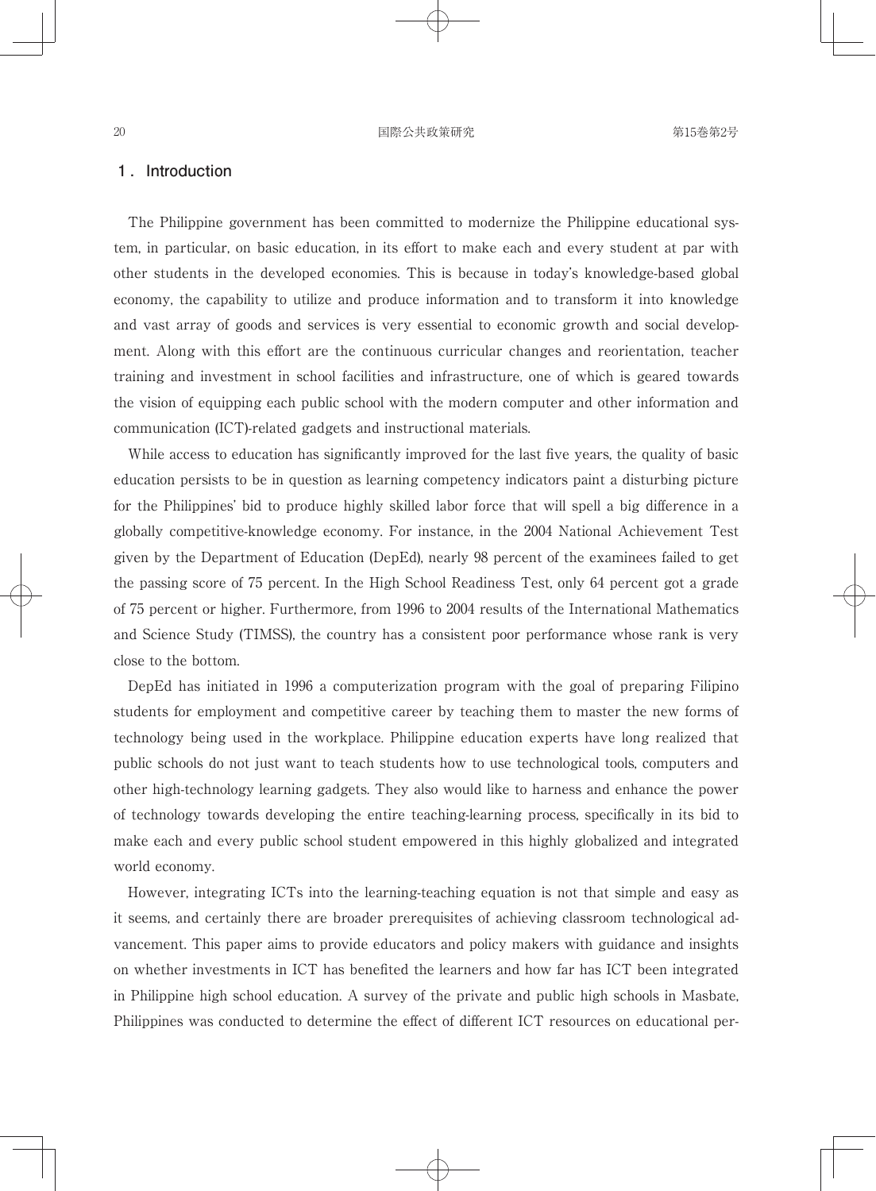## 1. Introduction

The Philippine government has been committed to modernize the Philippine educational system, in particular, on basic education, in its effort to make each and every student at par with other students in the developed economies. This is because in today's knowledge-based global economy, the capability to utilize and produce information and to transform it into knowledge and vast array of goods and services is very essential to economic growth and social development. Along with this effort are the continuous curricular changes and reorientation, teacher training and investment in school facilities and infrastructure, one of which is geared towards the vision of equipping each public school with the modern computer and other information and communication (ICT)-related gadgets and instructional materials.

While access to education has significantly improved for the last five years, the quality of basic education persists to be in question as learning competency indicators paint a disturbing picture for the Philippines' bid to produce highly skilled labor force that will spell a big difference in a globally competitive-knowledge economy. For instance, in the 2004 National Achievement Test given by the Department of Education (DepEd), nearly 98 percent of the examinees failed to get the passing score of 75 percent. In the High School Readiness Test, only 64 percent got a grade of 75 percent or higher. Furthermore, from 1996 to 2004 results of the International Mathematics and Science Study (TIMSS), the country has a consistent poor performance whose rank is very close to the bottom.

DepEd has initiated in 1996 a computerization program with the goal of preparing Filipino students for employment and competitive career by teaching them to master the new forms of technology being used in the workplace. Philippine education experts have long realized that public schools do not just want to teach students how to use technological tools, computers and other high-technology learning gadgets. They also would like to harness and enhance the power of technology towards developing the entire teaching-learning process, specifically in its bid to make each and every public school student empowered in this highly globalized and integrated world economy.

However, integrating ICTs into the learning-teaching equation is not that simple and easy as it seems, and certainly there are broader prerequisites of achieving classroom technological advancement. This paper aims to provide educators and policy makers with guidance and insights on whether investments in ICT has benefited the learners and how far has ICT been integrated in Philippine high school education. A survey of the private and public high schools in Masbate, Philippines was conducted to determine the effect of different ICT resources on educational per-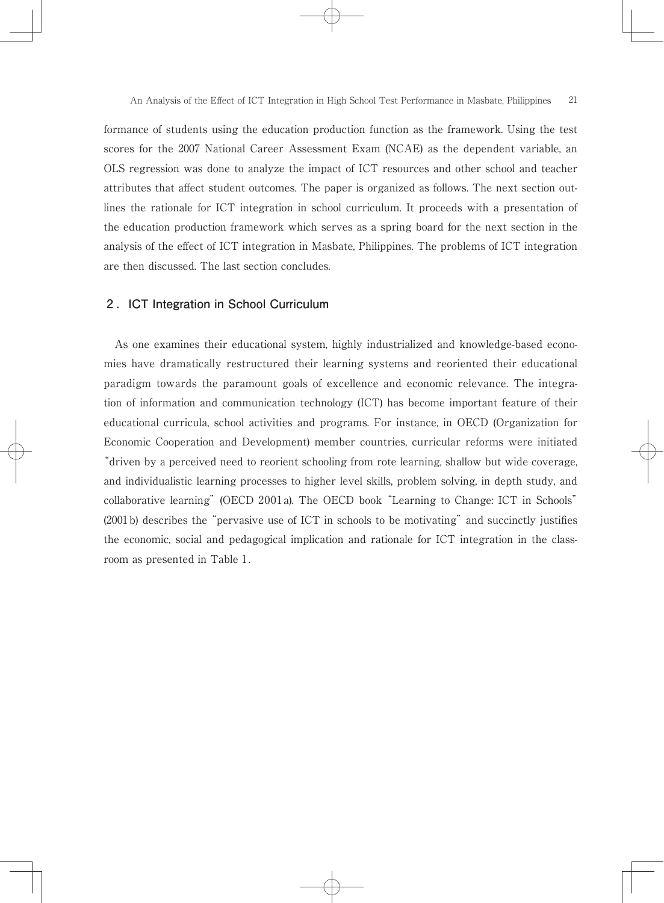formance of students using the education production function as the framework. Using the test scores for the 2007 National Career Assessment Exam (NCAE) as the dependent variable, an OLS regression was done to analyze the impact of ICT resources and other school and teacher attributes that affect student outcomes. The paper is organized as follows. The next section outlines the rationale for ICT integration in school curriculum. It proceeds with a presentation of the education production framework which serves as a spring board for the next section in the analysis of the effect of ICT integration in Masbate, Philippines. The problems of ICT integration are then discussed. The last section concludes.

## 2. ICT Integration in School Curriculum

As one examines their educational system, highly industrialized and knowledge-based economies have dramatically restructured their learning systems and reoriented their educational paradigm towards the paramount goals of excellence and economic relevance. The integration of information and communication technology (ICT) has become important feature of their educational curricula, school activities and programs. For instance, in OECD (Organization for Economic Cooperation and Development) member countries, curricular reforms were initiated "driven by a perceived need to reorient schooling from rote learning, shallow but wide coverage, and individualistic learning processes to higher level skills, problem solving, in depth study, and collaborative learning" (OECD 2001a). The OECD book "Learning to Change: ICT in Schools" (2001b) describes the "pervasive use of ICT in schools to be motivating" and succinctly justifies the economic, social and pedagogical implication and rationale for ICT integration in the classroom as presented in Table 1.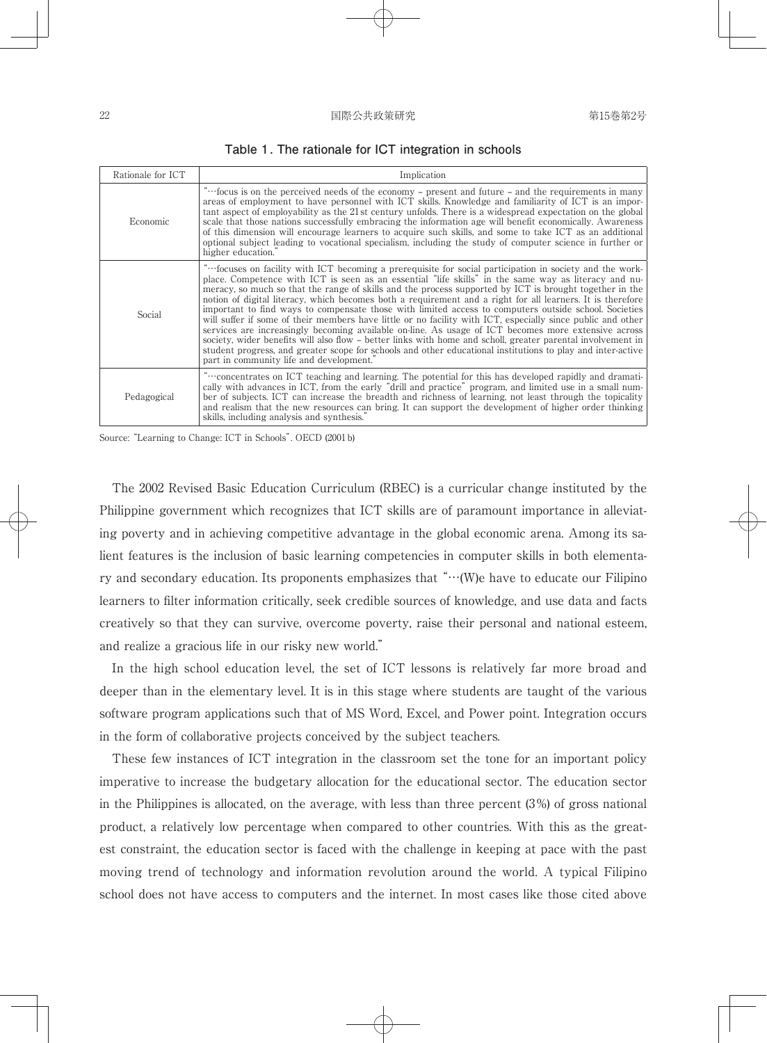**Table 1. The rationale for ICT integration in schools**

| Rationale for ICT | Implication |
|---|---|
| Economic | "…focus is on the perceived needs of the economy – present and future – and the requirements in many areas of employment to have personnel with ICT skills. Knowledge and familiarity of ICT is an important aspect of employability as the 21st century unfolds. There is a widespread expectation on the global scale that those nations successfully embracing the information age will benefit economically. Awareness of this dimension will encourage learners to acquire such skills, and some to take ICT as an additional optional subject leading to vocational specialism, including the study of computer science in further or higher education." |
| Social | "…focuses on facility with ICT becoming a prerequisite for social participation in society and the workplace. Competence with ICT is seen as an essential "life skills" in the same way as literacy and numeracy, so much so that the range of skills and the process supported by ICT is brought together in the notion of digital literacy, which becomes both a requirement and a right for all learners. It is therefore important to find ways to compensate those with limited access to computers outside school. Societies will suffer if some of their members have little or no facility with ICT, especially since public and other services are increasingly becoming available on-line. As usage of ICT becomes more extensive across society, wider benefits will also flow – better links with home and scholl, greater parental involvement in student progress, and greater scope for schools and other educational institutions to play and inter-active part in community life and development." |
| Pedagogical | "…concentrates on ICT teaching and learning. The potential for this has developed rapidly and dramatically with advances in ICT, from the early "drill and practice" program, and limited use in a small number of subjects. ICT can increase the breadth and richness of learning, not least through the topicality and realism that the new resources can bring. It can support the development of higher order thinking skills, including analysis and synthesis." |

Source: "Learning to Change: ICT in Schools". OECD (2001b)

The 2002 Revised Basic Education Curriculum (RBEC) is a curricular change instituted by the Philippine government which recognizes that ICT skills are of paramount importance in alleviating poverty and in achieving competitive advantage in the global economic arena. Among its salient features is the inclusion of basic learning competencies in computer skills in both elementary and secondary education. Its proponents emphasizes that "…(W)e have to educate our Filipino learners to filter information critically, seek credible sources of knowledge, and use data and facts creatively so that they can survive, overcome poverty, raise their personal and national esteem, and realize a gracious life in our risky new world."

In the high school education level, the set of ICT lessons is relatively far more broad and deeper than in the elementary level. It is in this stage where students are taught of the various software program applications such that of MS Word, Excel, and Power point. Integration occurs in the form of collaborative projects conceived by the subject teachers.

These few instances of ICT integration in the classroom set the tone for an important policy imperative to increase the budgetary allocation for the educational sector. The education sector in the Philippines is allocated, on the average, with less than three percent (3%) of gross national product, a relatively low percentage when compared to other countries. With this as the greatest constraint, the education sector is faced with the challenge in keeping at pace with the past moving trend of technology and information revolution around the world. A typical Filipino school does not have access to computers and the internet. In most cases like those cited above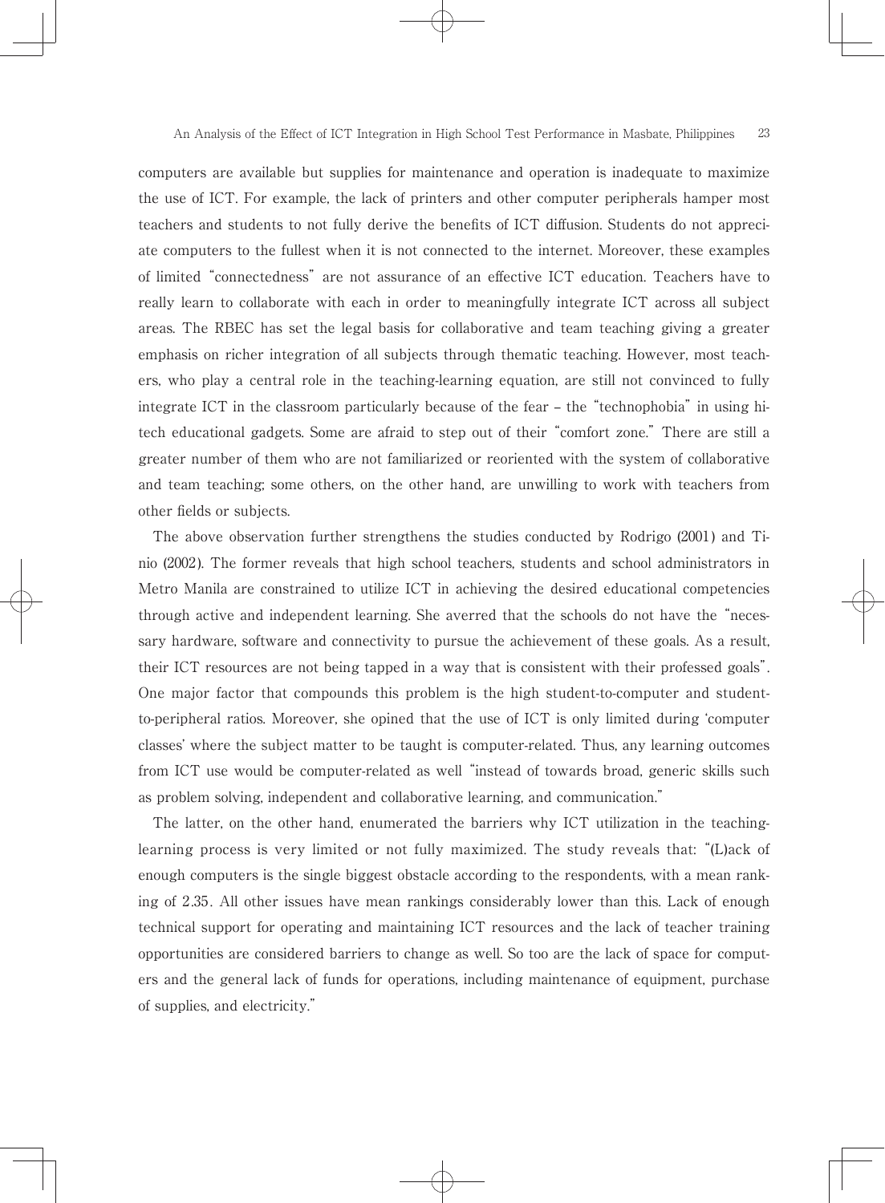computers are available but supplies for maintenance and operation is inadequate to maximize the use of ICT. For example, the lack of printers and other computer peripherals hamper most teachers and students to not fully derive the benefits of ICT diffusion. Students do not appreciate computers to the fullest when it is not connected to the internet. Moreover, these examples of limited "connectedness" are not assurance of an effective ICT education. Teachers have to really learn to collaborate with each in order to meaningfully integrate ICT across all subject areas. The RBEC has set the legal basis for collaborative and team teaching giving a greater emphasis on richer integration of all subjects through thematic teaching. However, most teachers, who play a central role in the teaching-learning equation, are still not convinced to fully integrate ICT in the classroom particularly because of the fear – the "technophobia" in using hi-tech educational gadgets. Some are afraid to step out of their "comfort zone." There are still a greater number of them who are not familiarized or reoriented with the system of collaborative and team teaching; some others, on the other hand, are unwilling to work with teachers from other fields or subjects.

The above observation further strengthens the studies conducted by Rodrigo (2001) and Tinio (2002). The former reveals that high school teachers, students and school administrators in Metro Manila are constrained to utilize ICT in achieving the desired educational competencies through active and independent learning. She averred that the schools do not have the "necessary hardware, software and connectivity to pursue the achievement of these goals. As a result, their ICT resources are not being tapped in a way that is consistent with their professed goals". One major factor that compounds this problem is the high student-to-computer and student-to-peripheral ratios. Moreover, she opined that the use of ICT is only limited during 'computer classes' where the subject matter to be taught is computer-related. Thus, any learning outcomes from ICT use would be computer-related as well "instead of towards broad, generic skills such as problem solving, independent and collaborative learning, and communication."

The latter, on the other hand, enumerated the barriers why ICT utilization in the teaching-learning process is very limited or not fully maximized. The study reveals that: "(L)ack of enough computers is the single biggest obstacle according to the respondents, with a mean ranking of 2.35. All other issues have mean rankings considerably lower than this. Lack of enough technical support for operating and maintaining ICT resources and the lack of teacher training opportunities are considered barriers to change as well. So too are the lack of space for computers and the general lack of funds for operations, including maintenance of equipment, purchase of supplies, and electricity."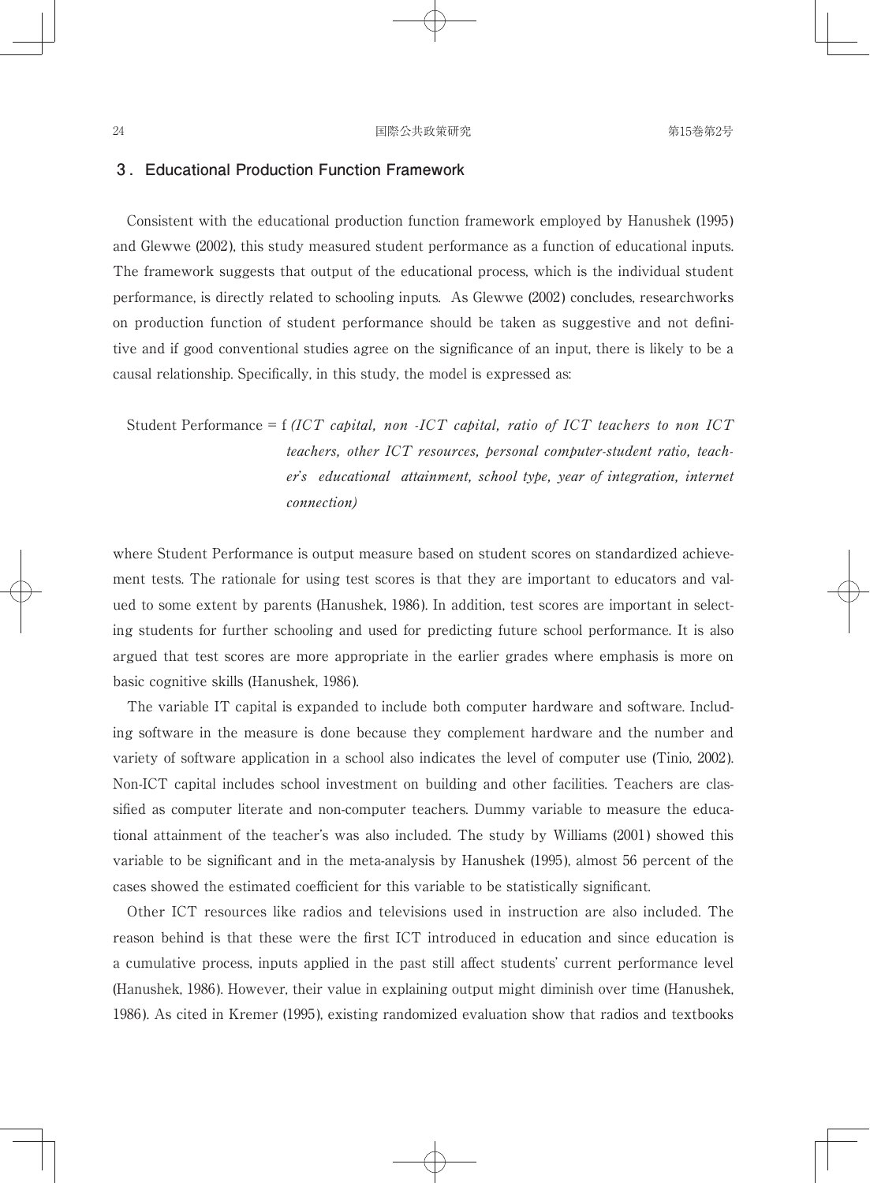## 3. Educational Production Function Framework

Consistent with the educational production function framework employed by Hanushek (1995) and Glewwe (2002), this study measured student performance as a function of educational inputs. The framework suggests that output of the educational process, which is the individual student performance, is directly related to schooling inputs. As Glewwe (2002) concludes, researchworks on production function of student performance should be taken as suggestive and not definitive and if good conventional studies agree on the significance of an input, there is likely to be a causal relationship. Specifically, in this study, the model is expressed as:

Student Performance = f *(ICT capital, non -ICT capital, ratio of ICT teachers to non ICT teachers, other ICT resources, personal computer-student ratio, teacher's educational attainment, school type, year of integration, internet connection)*

where Student Performance is output measure based on student scores on standardized achievement tests. The rationale for using test scores is that they are important to educators and valued to some extent by parents (Hanushek, 1986). In addition, test scores are important in selecting students for further schooling and used for predicting future school performance. It is also argued that test scores are more appropriate in the earlier grades where emphasis is more on basic cognitive skills (Hanushek, 1986).

The variable IT capital is expanded to include both computer hardware and software. Including software in the measure is done because they complement hardware and the number and variety of software application in a school also indicates the level of computer use (Tinio, 2002). Non-ICT capital includes school investment on building and other facilities. Teachers are classified as computer literate and non-computer teachers. Dummy variable to measure the educational attainment of the teacher's was also included. The study by Williams (2001) showed this variable to be significant and in the meta-analysis by Hanushek (1995), almost 56 percent of the cases showed the estimated coefficient for this variable to be statistically significant.

Other ICT resources like radios and televisions used in instruction are also included. The reason behind is that these were the first ICT introduced in education and since education is a cumulative process, inputs applied in the past still affect students' current performance level (Hanushek, 1986). However, their value in explaining output might diminish over time (Hanushek, 1986). As cited in Kremer (1995), existing randomized evaluation show that radios and textbooks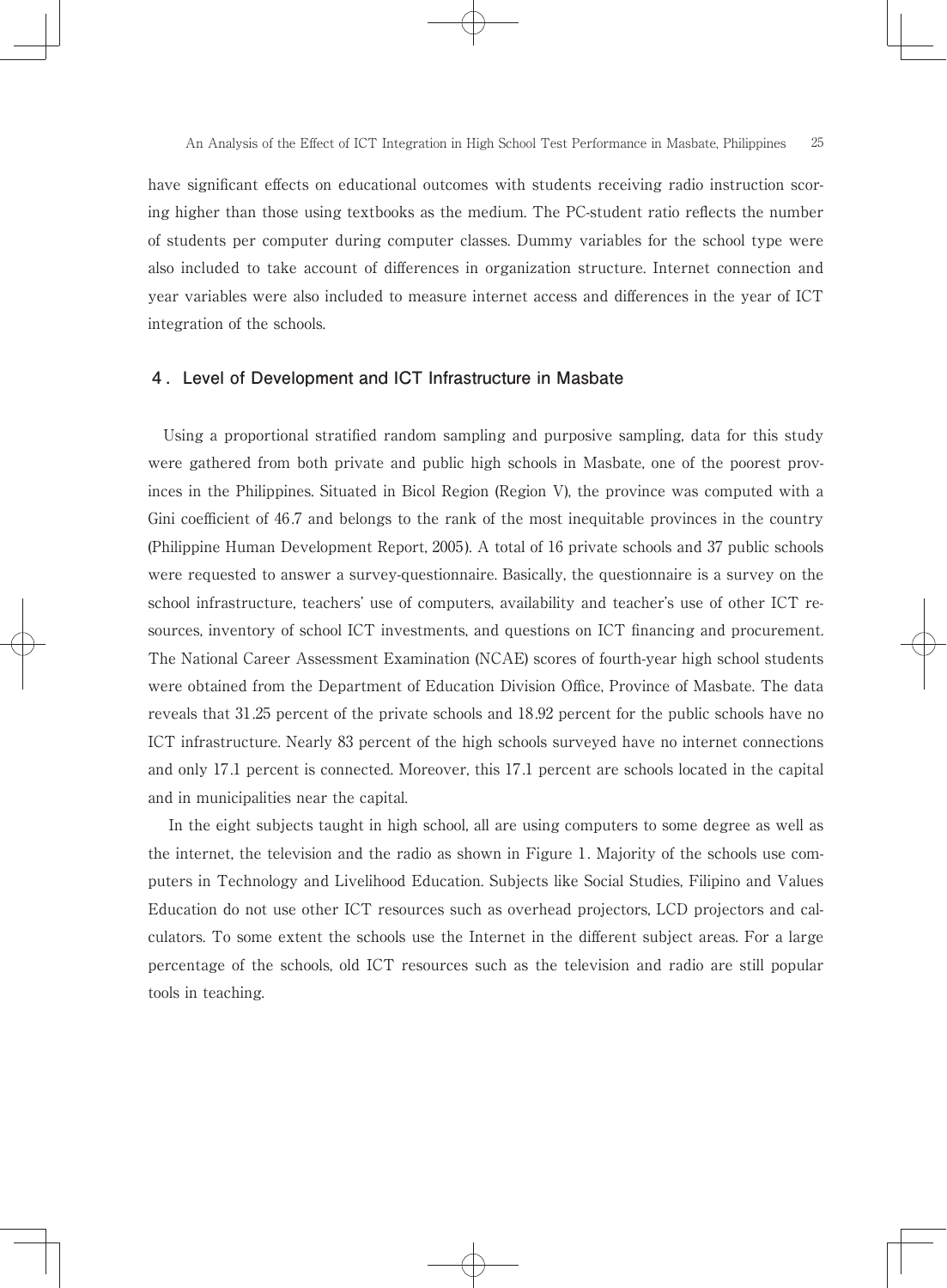have significant effects on educational outcomes with students receiving radio instruction scoring higher than those using textbooks as the medium. The PC-student ratio reflects the number of students per computer during computer classes. Dummy variables for the school type were also included to take account of differences in organization structure. Internet connection and year variables were also included to measure internet access and differences in the year of ICT integration of the schools.

## 4. Level of Development and ICT Infrastructure in Masbate

Using a proportional stratified random sampling and purposive sampling, data for this study were gathered from both private and public high schools in Masbate, one of the poorest provinces in the Philippines. Situated in Bicol Region (Region V), the province was computed with a Gini coefficient of 46.7 and belongs to the rank of the most inequitable provinces in the country (Philippine Human Development Report, 2005). A total of 16 private schools and 37 public schools were requested to answer a survey-questionnaire. Basically, the questionnaire is a survey on the school infrastructure, teachers' use of computers, availability and teacher's use of other ICT resources, inventory of school ICT investments, and questions on ICT financing and procurement. The National Career Assessment Examination (NCAE) scores of fourth-year high school students were obtained from the Department of Education Division Office, Province of Masbate. The data reveals that 31.25 percent of the private schools and 18.92 percent for the public schools have no ICT infrastructure. Nearly 83 percent of the high schools surveyed have no internet connections and only 17.1 percent is connected. Moreover, this 17.1 percent are schools located in the capital and in municipalities near the capital.

In the eight subjects taught in high school, all are using computers to some degree as well as the internet, the television and the radio as shown in Figure 1. Majority of the schools use computers in Technology and Livelihood Education. Subjects like Social Studies, Filipino and Values Education do not use other ICT resources such as overhead projectors, LCD projectors and calculators. To some extent the schools use the Internet in the different subject areas. For a large percentage of the schools, old ICT resources such as the television and radio are still popular tools in teaching.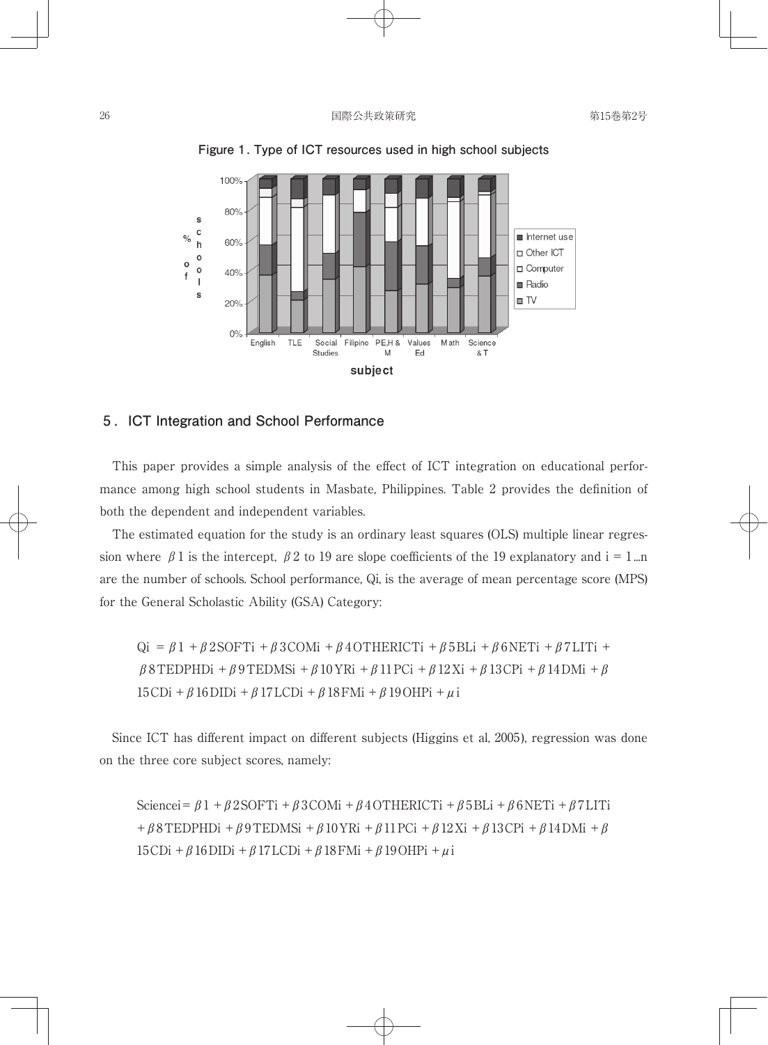**Figure 1. Type of ICT resources used in high school subjects**

## 5. ICT Integration and School Performance

This paper provides a simple analysis of the effect of ICT integration on educational performance among high school students in Masbate, Philippines. Table 2 provides the definition of both the dependent and independent variables.

The estimated equation for the study is an ordinary least squares (OLS) multiple linear regression where $\beta 1$ is the intercept, $\beta 2$ to 19 are slope coefficients of the 19 explanatory and $i = 1 \ldots n$ are the number of schools. School performance, $Q_i$, is the average of mean percentage score (MPS) for the General Scholastic Ability (GSA) Category:

$$Qi = \beta 1 + \beta 2SOFTi + \beta 3COMi + \beta 4OTHERICTi + \beta 5BLi + \beta 6NETi + \beta 7LITi + \beta 8TEDPHDi + \beta 9TEDMSi + \beta 10YRi + \beta 11PCi + \beta 12Xi + \beta 13CPi + \beta 14DMi + \beta 15CDi + \beta 16DIDi + \beta 17LCDi + \beta 18FMi + \beta 19OHPi + \mu i$$

Since ICT has different impact on different subjects (Higgins et al, 2005), regression was done on the three core subject scores, namely:

$$Sciencei = \beta 1 + \beta 2SOFTi + \beta 3COMi + \beta 4OTHERICTi + \beta 5BLi + \beta 6NETi + \beta 7LITi + \beta 8TEDPHDi + \beta 9TEDMSi + \beta 10YRi + \beta 11PCi + \beta 12Xi + \beta 13CPi + \beta 14DMi + \beta 15CDi + \beta 16DIDi + \beta 17LCDi + \beta 18FMi + \beta 19OHPi + \mu i$$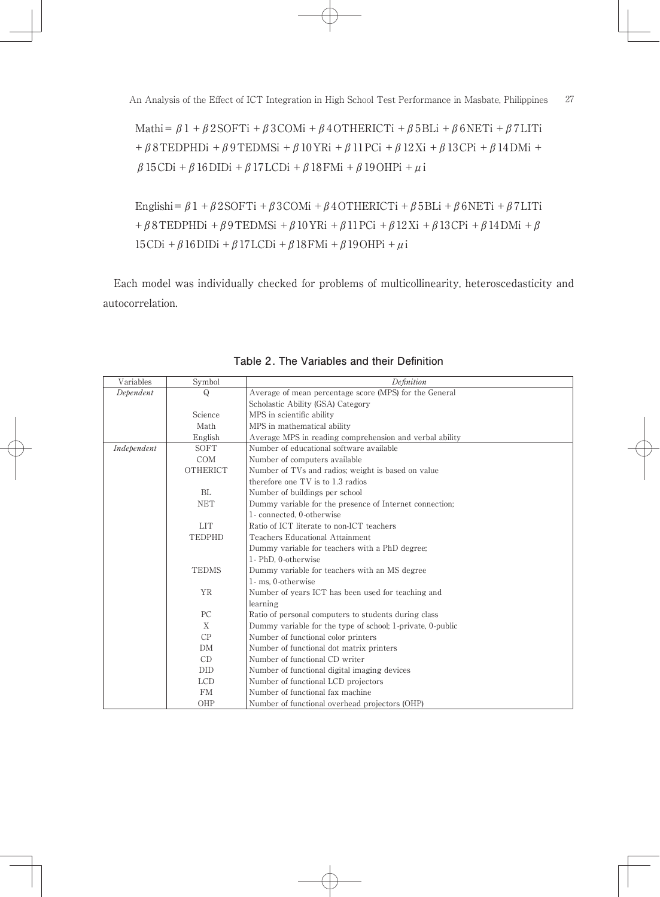$$Math_i = \beta 1 + \beta 2SOFT_i + \beta 3COM_i + \beta 4OTHERICT_i + \beta 5BL_i + \beta 6NET_i + \beta 7LIT_i + \beta 8TEDPHD_i + \beta 9TEDMS_i + \beta 10YR_i + \beta 11PC_i + \beta 12X_i + \beta 13CP_i + \beta 14DM_i + \beta 15CD_i + \beta 16DID_i + \beta 17LCD_i + \beta 18FM_i + \beta 19OHP_i + \mu_i$$

$$English_i = \beta 1 + \beta 2SOFT_i + \beta 3COM_i + \beta 4OTHERICT_i + \beta 5BL_i + \beta 6NET_i + \beta 7LIT_i + \beta 8TEDPHD_i + \beta 9TEDMS_i + \beta 10YR_i + \beta 11PC_i + \beta 12X_i + \beta 13CP_i + \beta 14DM_i + \beta 15CD_i + \beta 16DID_i + \beta 17LCD_i + \beta 18FM_i + \beta 19OHP_i + \mu_i$$

Each model was individually checked for problems of multicollinearity, heteroscedasticity and autocorrelation.

**Table 2. The Variables and their Definition**

| Variables | Symbol | *Definition* |
|---|---|---|
| *Dependent* | Q | Average of mean percentage score (MPS) for the General Scholastic Ability (GSA) Category |
| | Science | MPS in scientific ability |
| | Math | MPS in mathematical ability |
| | English | Average MPS in reading comprehension and verbal ability |
| *Independent* | SOFT | Number of educational software available |
| | COM | Number of computers available |
| | OTHERICT | Number of TVs and radios; weight is based on value therefore one TV is to 1.3 radios |
| | BL | Number of buildings per school |
| | NET | Dummy variable for the presence of Internet connection; 1- connected, 0-otherwise |
| | LIT | Ratio of ICT literate to non-ICT teachers |
| | TEDPHD | Teachers Educational Attainment Dummy variable for teachers with a PhD degree; 1- PhD, 0-otherwise |
| | TEDMS | Dummy variable for teachers with an MS degree 1- ms, 0-otherwise |
| | YR | Number of years ICT has been used for teaching and learning |
| | PC | Ratio of personal computers to students during class |
| | X | Dummy variable for the type of school; 1-private, 0-public |
| | CP | Number of functional color printers |
| | DM | Number of functional dot matrix printers |
| | CD | Number of functional CD writer |
| | DID | Number of functional digital imaging devices |
| | LCD | Number of functional LCD projectors |
| | FM | Number of functional fax machine |
| | OHP | Number of functional overhead projectors (OHP) |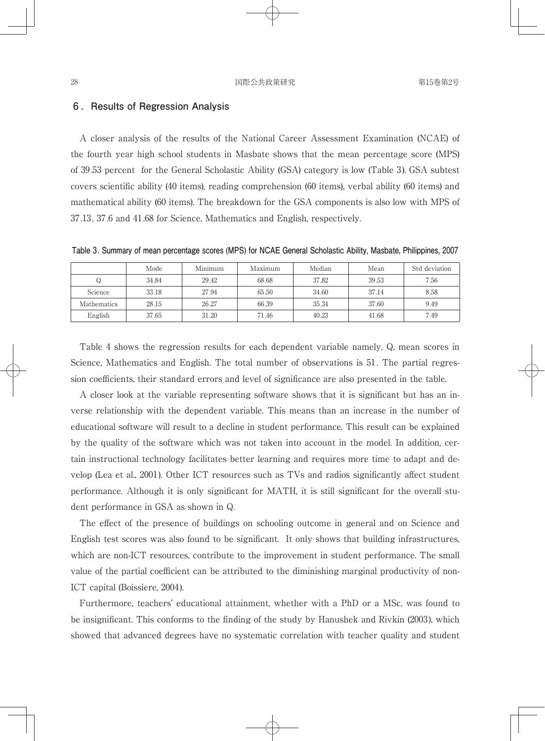## 6. Results of Regression Analysis

A closer analysis of the results of the National Career Assessment Examination (NCAE) of the fourth year high school students in Masbate shows that the mean percentage score (MPS) of 39.53 percent for the General Scholastic Ability (GSA) category is low (Table 3). GSA subtest covers scientific ability (40 items), reading comprehension (60 items), verbal ability (60 items) and mathematical ability (60 items). The breakdown for the GSA components is also low with MPS of 37.13, 37.6 and 41.68 for Science, Mathematics and English, respectively.

**Table 3. Summary of mean percentage scores (MPS) for NCAE General Scholastic Ability, Masbate, Philippines, 2007**

| | Mode | Minimum | Maximum | Median | Mean | Std deviation |
|---|---|---|---|---|---|---|
| Q | 34.84 | 29.42 | 68.68 | 37.82 | 39.53 | 7.56 |
| Science | 33.18 | 27.94 | 65.50 | 34.60 | 37.14 | 8.58 |
| Mathematics | 28.15 | 26.27 | 66.39 | 35.34 | 37.60 | 9.49 |
| English | 37.65 | 31.20 | 71.46 | 40.23 | 41.68 | 7.49 |

Table 4 shows the regression results for each dependent variable namely, Q, mean scores in Science, Mathematics and English. The total number of observations is 51. The partial regression coefficients, their standard errors and level of significance are also presented in the table.

A closer look at the variable representing software shows that it is significant but has an inverse relationship with the dependent variable. This means than an increase in the number of educational software will result to a decline in student performance. This result can be explained by the quality of the software which was not taken into account in the model. In addition, certain instructional technology facilitates better learning and requires more time to adapt and develop (Lea et al., 2001). Other ICT resources such as TVs and radios significantly affect student performance. Although it is only significant for MATH, it is still significant for the overall student performance in GSA as shown in Q.

The effect of the presence of buildings on schooling outcome in general and on Science and English test scores was also found to be significant. It only shows that building infrastructures, which are non-ICT resources, contribute to the improvement in student performance. The small value of the partial coefficient can be attributed to the diminishing marginal productivity of non-ICT capital (Boissiere, 2004).

Furthermore, teachers' educational attainment, whether with a PhD or a MSc, was found to be insignificant. This conforms to the finding of the study by Hanushek and Rivkin (2003), which showed that advanced degrees have no systematic correlation with teacher quality and student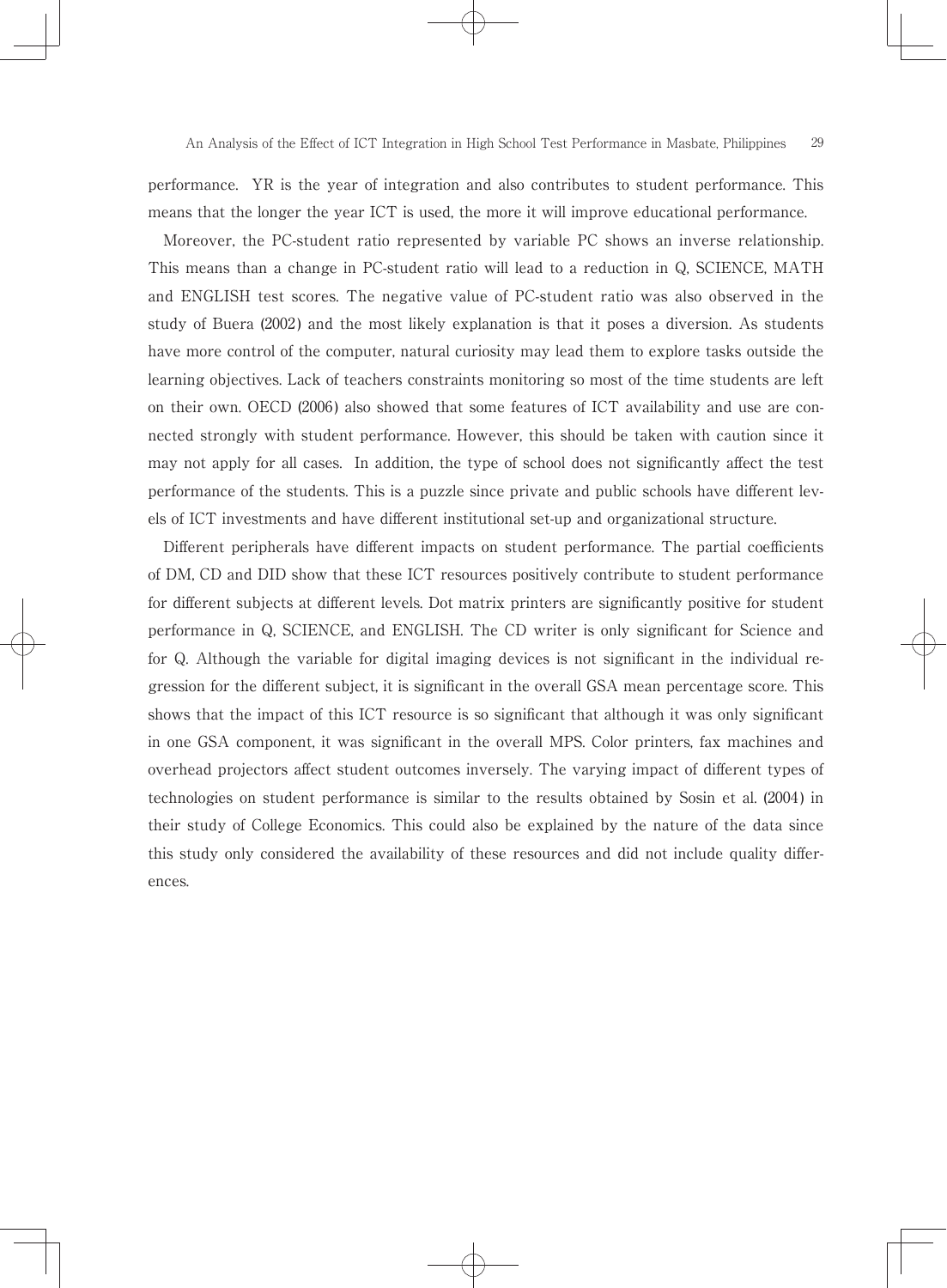performance. YR is the year of integration and also contributes to student performance. This means that the longer the year ICT is used, the more it will improve educational performance.

Moreover, the PC-student ratio represented by variable PC shows an inverse relationship. This means than a change in PC-student ratio will lead to a reduction in Q, SCIENCE, MATH and ENGLISH test scores. The negative value of PC-student ratio was also observed in the study of Buera (2002) and the most likely explanation is that it poses a diversion. As students have more control of the computer, natural curiosity may lead them to explore tasks outside the learning objectives. Lack of teachers constraints monitoring so most of the time students are left on their own. OECD (2006) also showed that some features of ICT availability and use are connected strongly with student performance. However, this should be taken with caution since it may not apply for all cases. In addition, the type of school does not significantly affect the test performance of the students. This is a puzzle since private and public schools have different levels of ICT investments and have different institutional set-up and organizational structure.

Different peripherals have different impacts on student performance. The partial coefficients of DM, CD and DID show that these ICT resources positively contribute to student performance for different subjects at different levels. Dot matrix printers are significantly positive for student performance in Q, SCIENCE, and ENGLISH. The CD writer is only significant for Science and for Q. Although the variable for digital imaging devices is not significant in the individual regression for the different subject, it is significant in the overall GSA mean percentage score. This shows that the impact of this ICT resource is so significant that although it was only significant in one GSA component, it was significant in the overall MPS. Color printers, fax machines and overhead projectors affect student outcomes inversely. The varying impact of different types of technologies on student performance is similar to the results obtained by Sosin et al. (2004) in their study of College Economics. This could also be explained by the nature of the data since this study only considered the availability of these resources and did not include quality differences.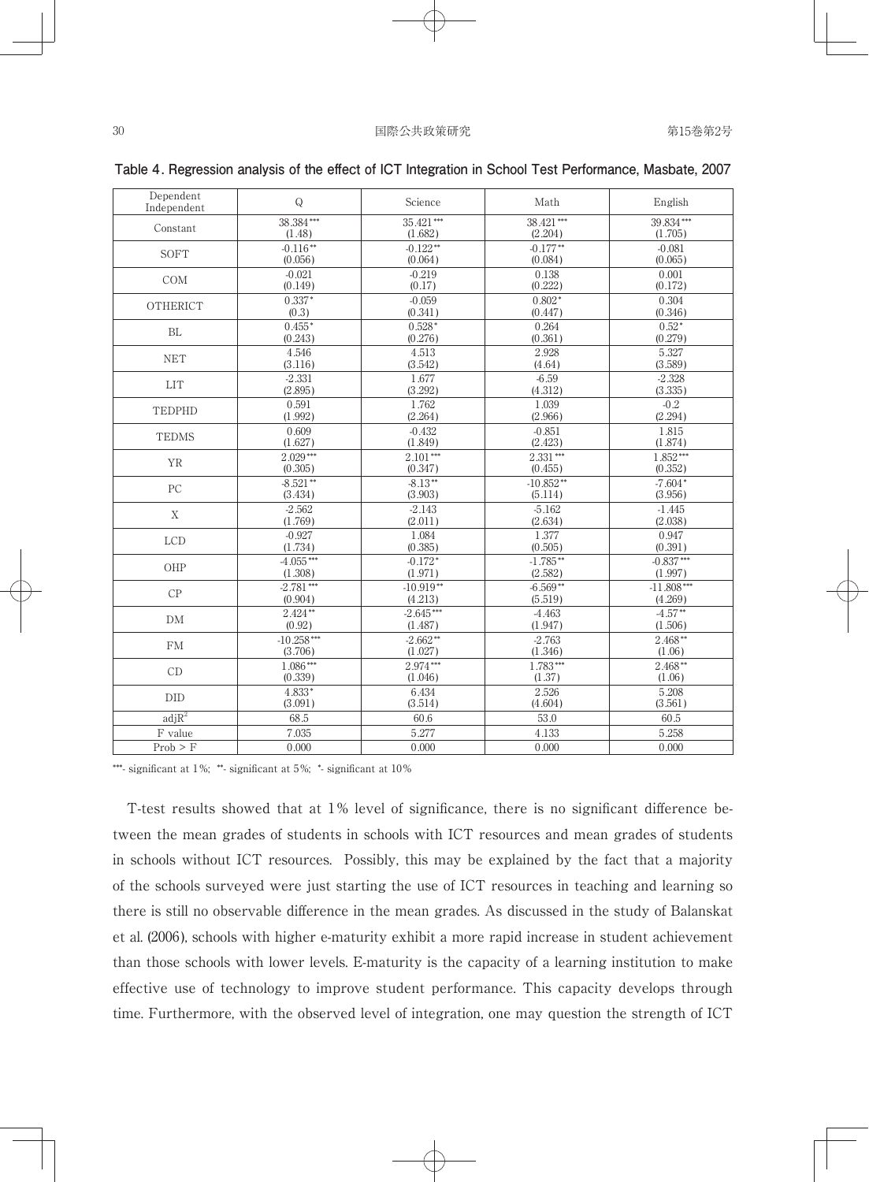**Table 4. Regression analysis of the effect of ICT Integration in School Test Performance, Masbate, 2007**

| Dependent / Independent | Q | Science | Math | English |
|---|---|---|---|---|
| Constant | 38.384*** (1.48) | 35.421*** (1.682) | 38.421*** (2.204) | 39.834*** (1.705) |
| SOFT | -0.116** (0.056) | -0.122** (0.064) | -0.177** (0.084) | -0.081 (0.065) |
| COM | -0.021 (0.149) | -0.219 (0.17) | 0.138 (0.222) | 0.001 (0.172) |
| OTHERICT | 0.337* (0.3) | -0.059 (0.341) | 0.802* (0.447) | 0.304 (0.346) |
| BL | 0.455* (0.243) | 0.528* (0.276) | 0.264 (0.361) | 0.52* (0.279) |
| NET | 4.546 (3.116) | 4.513 (3.542) | 2.928 (4.64) | 5.327 (3.589) |
| LIT | -2.331 (2.895) | 1.677 (3.292) | -6.59 (4.312) | -2.328 (3.335) |
| TEDPHD | 0.591 (1.992) | 1.762 (2.264) | 1.039 (2.966) | -0.2 (2.294) |
| TEDMS | 0.609 (1.627) | -0.432 (1.849) | -0.851 (2.423) | 1.815 (1.874) |
| YR | 2.029*** (0.305) | 2.101*** (0.347) | 2.331*** (0.455) | 1.852*** (0.352) |
| PC | -8.521** (3.434) | -8.13** (3.903) | -10.852** (5.114) | -7.604* (3.956) |
| X | -2.562 (1.769) | -2.143 (2.011) | -5.162 (2.634) | -1.445 (2.038) |
| LCD | -0.927 (1.734) | 1.084 (0.385) | 1.377 (0.505) | 0.947 (0.391) |
| OHP | -4.055*** (1.308) | -0.172* (1.971) | -1.785** (2.582) | -0.837*** (1.997) |
| CP | -2.781*** (0.904) | -10.919** (4.213) | -6.569** (5.519) | -11.808*** (4.269) |
| DM | 2.424** (0.92) | -2.645*** (1.487) | -4.463 (1.947) | -4.57** (1.506) |
| FM | -10.258*** (3.706) | -2.662** (1.027) | -2.763 (1.346) | 2.468** (1.06) |
| CD | 1.086*** (0.339) | 2.974*** (1.046) | 1.783*** (1.37) | 2.468** (1.06) |
| DID | 4.833* (3.091) | 6.434 (3.514) | 2.526 (4.604) | 5.208 (3.561) |
| $adjR^2$ | 68.5 | 60.6 | 53.0 | 60.5 |
| F value | 7.035 | 5.277 | 4.133 | 5.258 |
| Prob > F | 0.000 | 0.000 | 0.000 | 0.000 |

***- significant at 1%; **- significant at 5%; *- significant at 10%

T-test results showed that at 1% level of significance, there is no significant difference between the mean grades of students in schools with ICT resources and mean grades of students in schools without ICT resources. Possibly, this may be explained by the fact that a majority of the schools surveyed were just starting the use of ICT resources in teaching and learning so there is still no observable difference in the mean grades. As discussed in the study of Balanskat et al. (2006), schools with higher e-maturity exhibit a more rapid increase in student achievement than those schools with lower levels. E-maturity is the capacity of a learning institution to make effective use of technology to improve student performance. This capacity develops through time. Furthermore, with the observed level of integration, one may question the strength of ICT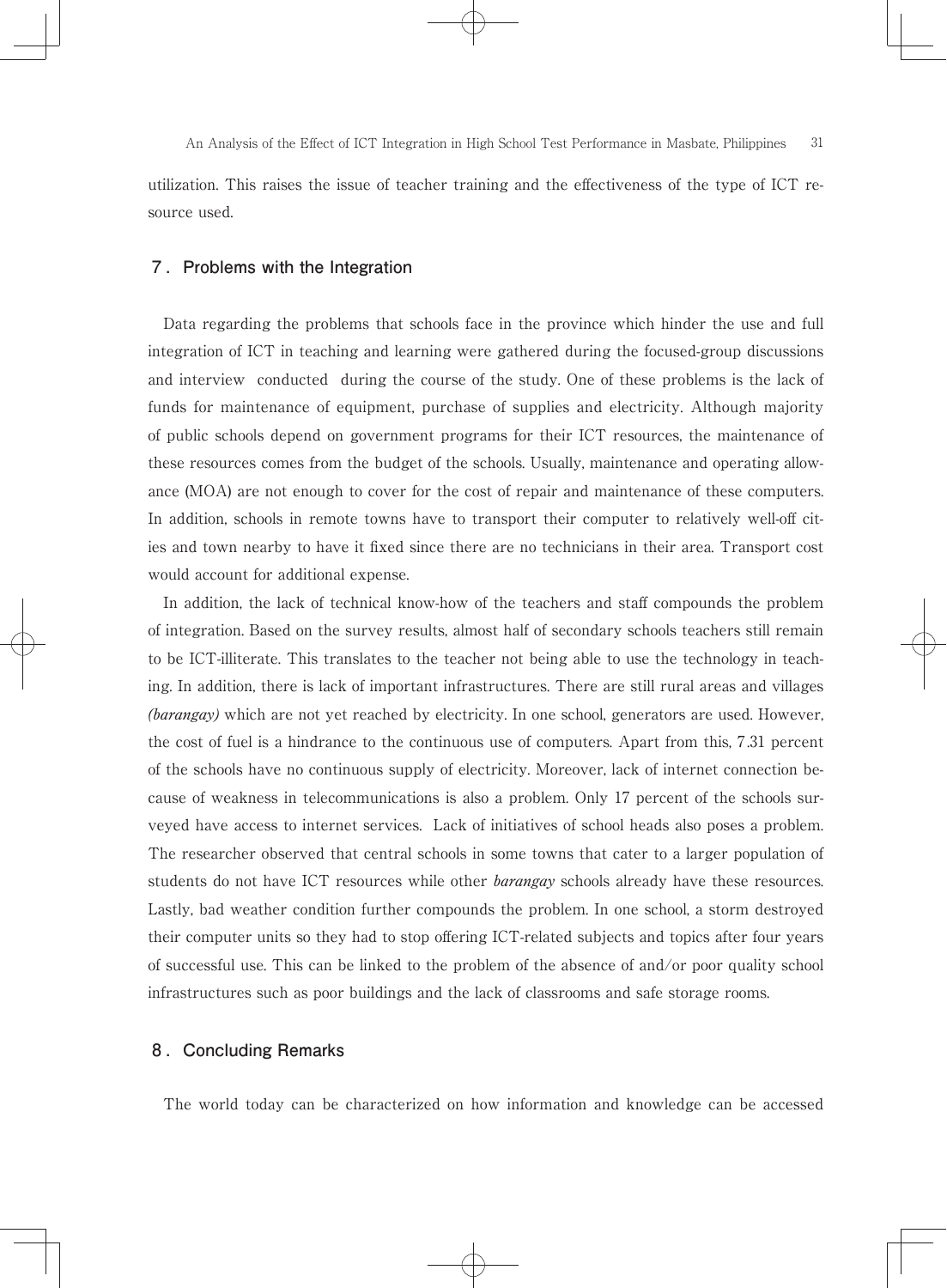utilization. This raises the issue of teacher training and the effectiveness of the type of ICT resource used.

## 7. Problems with the Integration

Data regarding the problems that schools face in the province which hinder the use and full integration of ICT in teaching and learning were gathered during the focused-group discussions and interview conducted during the course of the study. One of these problems is the lack of funds for maintenance of equipment, purchase of supplies and electricity. Although majority of public schools depend on government programs for their ICT resources, the maintenance of these resources comes from the budget of the schools. Usually, maintenance and operating allowance (MOA) are not enough to cover for the cost of repair and maintenance of these computers. In addition, schools in remote towns have to transport their computer to relatively well-off cities and town nearby to have it fixed since there are no technicians in their area. Transport cost would account for additional expense.

In addition, the lack of technical know-how of the teachers and staff compounds the problem of integration. Based on the survey results, almost half of secondary schools teachers still remain to be ICT-illiterate. This translates to the teacher not being able to use the technology in teaching. In addition, there is lack of important infrastructures. There are still rural areas and villages *(barangay)* which are not yet reached by electricity. In one school, generators are used. However, the cost of fuel is a hindrance to the continuous use of computers. Apart from this, 7.31 percent of the schools have no continuous supply of electricity. Moreover, lack of internet connection because of weakness in telecommunications is also a problem. Only 17 percent of the schools surveyed have access to internet services. Lack of initiatives of school heads also poses a problem. The researcher observed that central schools in some towns that cater to a larger population of students do not have ICT resources while other *barangay* schools already have these resources. Lastly, bad weather condition further compounds the problem. In one school, a storm destroyed their computer units so they had to stop offering ICT-related subjects and topics after four years of successful use. This can be linked to the problem of the absence of and/or poor quality school infrastructures such as poor buildings and the lack of classrooms and safe storage rooms.

## 8. Concluding Remarks

The world today can be characterized on how information and knowledge can be accessed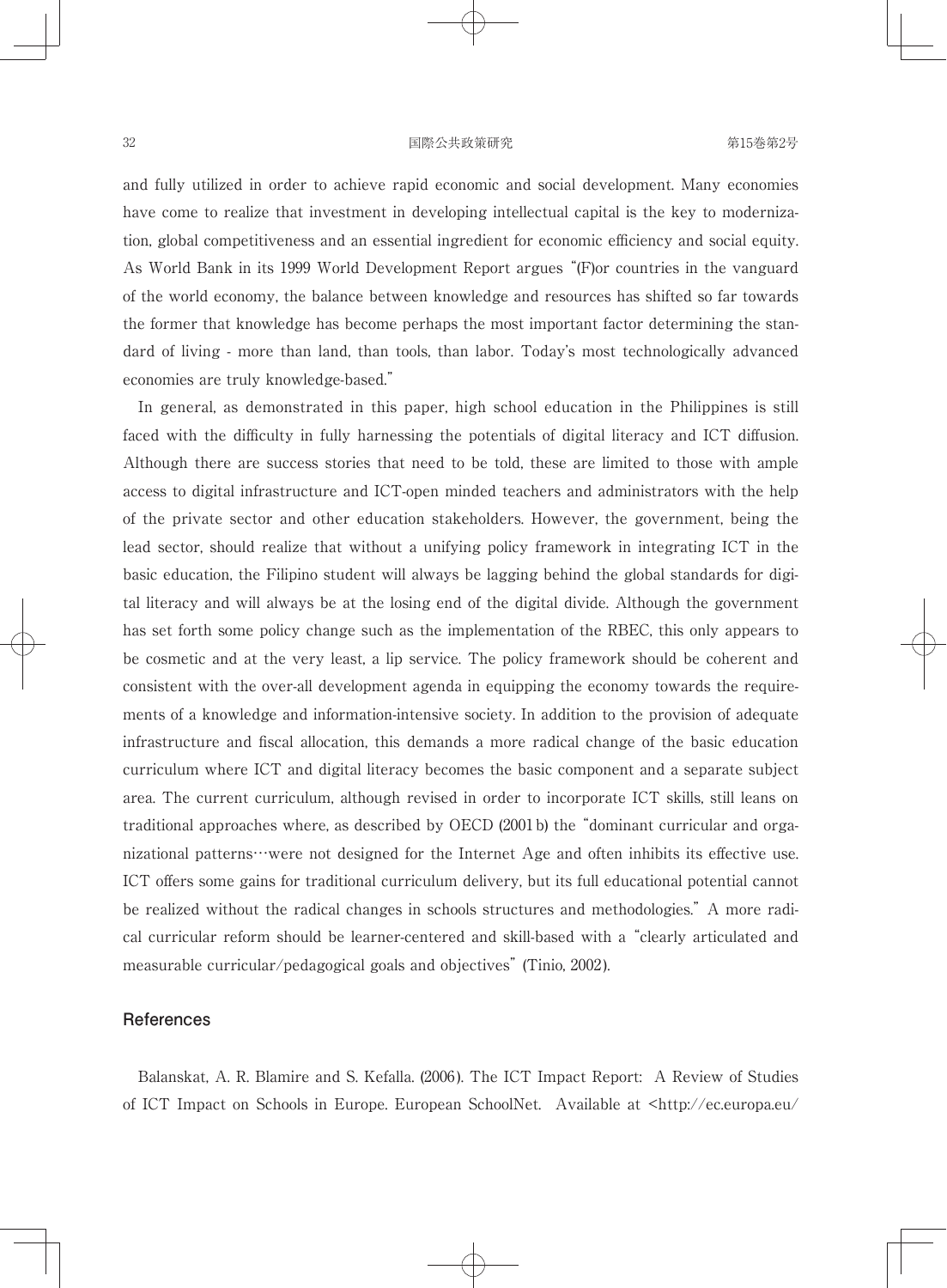and fully utilized in order to achieve rapid economic and social development. Many economies have come to realize that investment in developing intellectual capital is the key to modernization, global competitiveness and an essential ingredient for economic efficiency and social equity. As World Bank in its 1999 World Development Report argues "(F)or countries in the vanguard of the world economy, the balance between knowledge and resources has shifted so far towards the former that knowledge has become perhaps the most important factor determining the standard of living - more than land, than tools, than labor. Today's most technologically advanced economies are truly knowledge-based."

In general, as demonstrated in this paper, high school education in the Philippines is still faced with the difficulty in fully harnessing the potentials of digital literacy and ICT diffusion. Although there are success stories that need to be told, these are limited to those with ample access to digital infrastructure and ICT-open minded teachers and administrators with the help of the private sector and other education stakeholders. However, the government, being the lead sector, should realize that without a unifying policy framework in integrating ICT in the basic education, the Filipino student will always be lagging behind the global standards for digital literacy and will always be at the losing end of the digital divide. Although the government has set forth some policy change such as the implementation of the RBEC, this only appears to be cosmetic and at the very least, a lip service. The policy framework should be coherent and consistent with the over-all development agenda in equipping the economy towards the requirements of a knowledge and information-intensive society. In addition to the provision of adequate infrastructure and fiscal allocation, this demands a more radical change of the basic education curriculum where ICT and digital literacy becomes the basic component and a separate subject area. The current curriculum, although revised in order to incorporate ICT skills, still leans on traditional approaches where, as described by OECD (2001b) the "dominant curricular and organizational patterns…were not designed for the Internet Age and often inhibits its effective use. ICT offers some gains for traditional curriculum delivery, but its full educational potential cannot be realized without the radical changes in schools structures and methodologies." A more radical curricular reform should be learner-centered and skill-based with a "clearly articulated and measurable curricular/pedagogical goals and objectives" (Tinio, 2002).

## References

Balanskat, A. R. Blamire and S. Kefalla. (2006). The ICT Impact Report: A Review of Studies of ICT Impact on Schools in Europe. European SchoolNet. Available at <http://ec.europa.eu/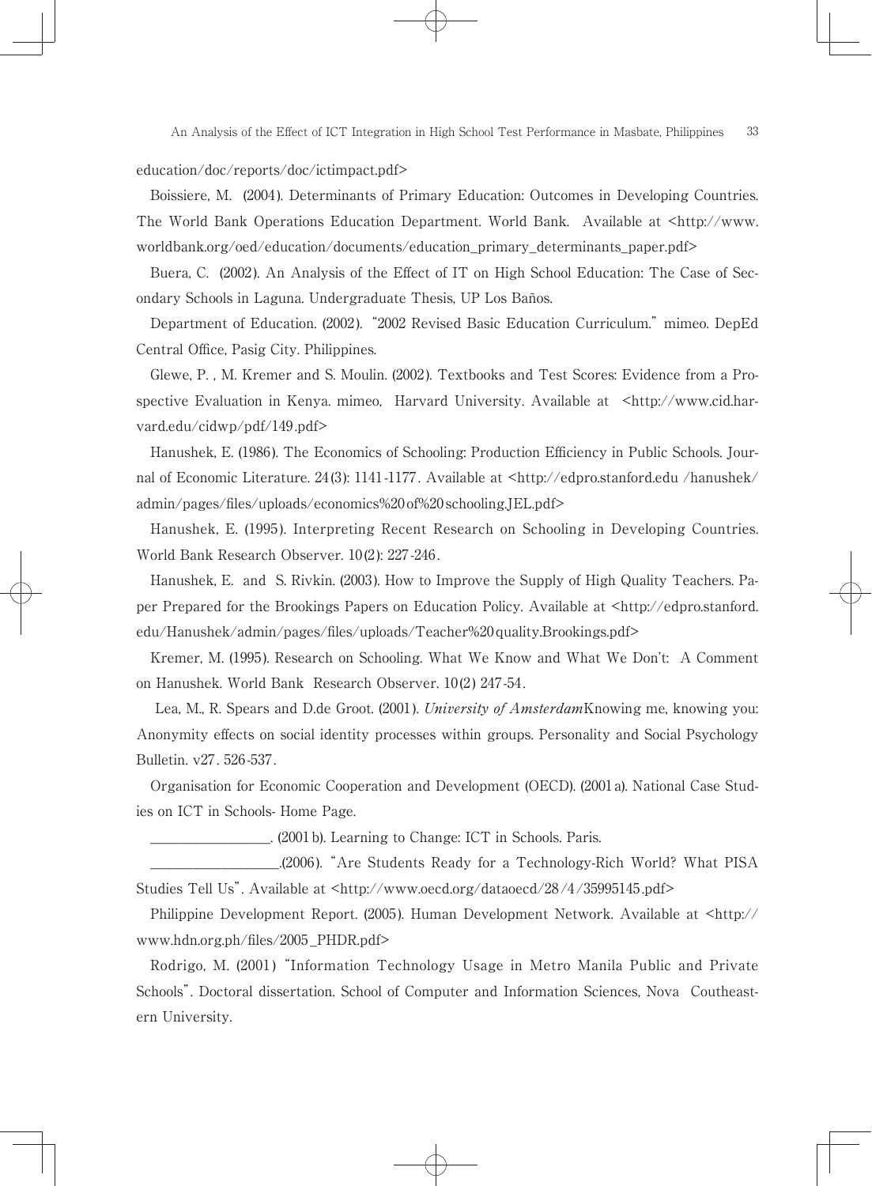education/doc/reports/doc/ictimpact.pdf>

Boissiere, M. (2004). Determinants of Primary Education: Outcomes in Developing Countries. The World Bank Operations Education Department. World Bank. Available at <http://www.worldbank.org/oed/education/documents/education_primary_determinants_paper.pdf>

Buera, C. (2002). An Analysis of the Effect of IT on High School Education: The Case of Secondary Schools in Laguna. Undergraduate Thesis, UP Los Baños.

Department of Education. (2002). "2002 Revised Basic Education Curriculum." mimeo. DepEd Central Office, Pasig City. Philippines.

Glewe, P. , M. Kremer and S. Moulin. (2002). Textbooks and Test Scores: Evidence from a Prospective Evaluation in Kenya. mimeo, Harvard University. Available at <http://www.cid.harvard.edu/cidwp/pdf/149.pdf>

Hanushek, E. (1986). The Economics of Schooling: Production Efficiency in Public Schools. Journal of Economic Literature. 24(3): 1141-1177. Available at <http://edpro.stanford.edu /hanushek/admin/pages/files/uploads/economics%20of%20schooling.JEL.pdf>

Hanushek, E. (1995). Interpreting Recent Research on Schooling in Developing Countries. World Bank Research Observer. 10(2): 227-246.

Hanushek, E. and S. Rivkin. (2003). How to Improve the Supply of High Quality Teachers. Paper Prepared for the Brookings Papers on Education Policy. Available at <http://edpro.stanford.edu/Hanushek/admin/pages/files/uploads/Teacher%20quality.Brookings.pdf>

Kremer, M. (1995). Research on Schooling. What We Know and What We Don't: A Comment on Hanushek. World Bank Research Observer. 10(2) 247-54.

Lea, M., R. Spears and D.de Groot. (2001). *University of Amsterdam*Knowing me, knowing you: Anonymity effects on social identity processes within groups. Personality and Social Psychology Bulletin. v27. 526-537.

Organisation for Economic Cooperation and Development (OECD). (2001a). National Case Studies on ICT in Schools- Home Page.

_________________. (2001b). Learning to Change: ICT in Schools. Paris.

__________________.(2006). "Are Students Ready for a Technology-Rich World? What PISA Studies Tell Us". Available at <http://www.oecd.org/dataoecd/28/4/35995145.pdf>

Philippine Development Report. (2005). Human Development Network. Available at <http://www.hdn.org.ph/files/2005_PHDR.pdf>

Rodrigo, M. (2001) "Information Technology Usage in Metro Manila Public and Private Schools". Doctoral dissertation. School of Computer and Information Sciences, Nova Coutheastern University.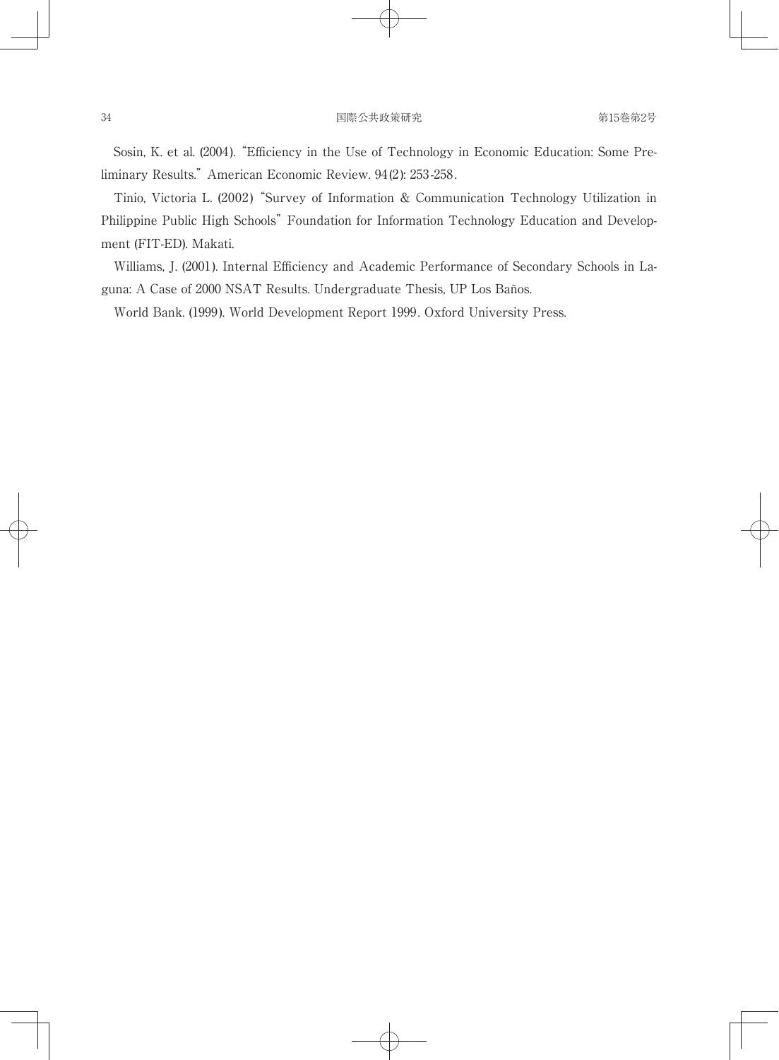Sosin, K. et al. (2004). "Efficiency in the Use of Technology in Economic Education: Some Preliminary Results." American Economic Review. 94(2): 253-258.

Tinio, Victoria L. (2002) "Survey of Information & Communication Technology Utilization in Philippine Public High Schools" Foundation for Information Technology Education and Development (FIT-ED). Makati.

Williams, J. (2001). Internal Efficiency and Academic Performance of Secondary Schools in Laguna: A Case of 2000 NSAT Results. Undergraduate Thesis, UP Los Baños.

World Bank. (1999). World Development Report 1999. Oxford University Press.